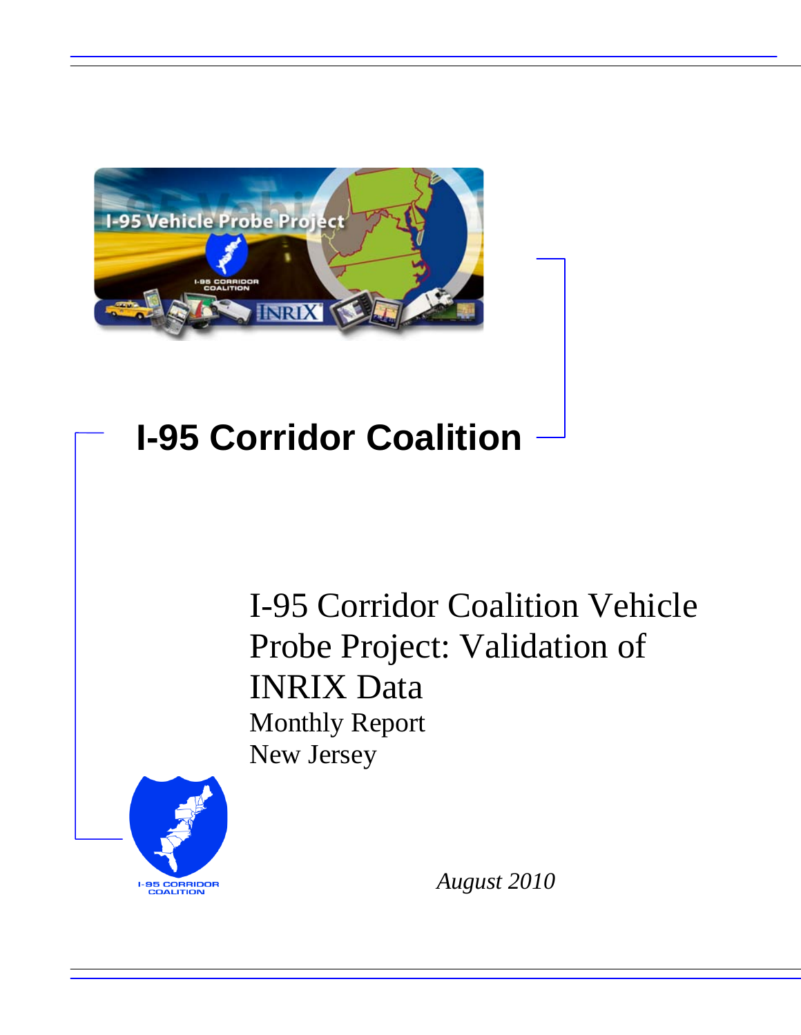# I-95 Corridor Coalition

I-95 Corridor Coalition Vehicle Probe Project: Validation of INRIX Data

Monthly Report

New Jersey

*August 2010*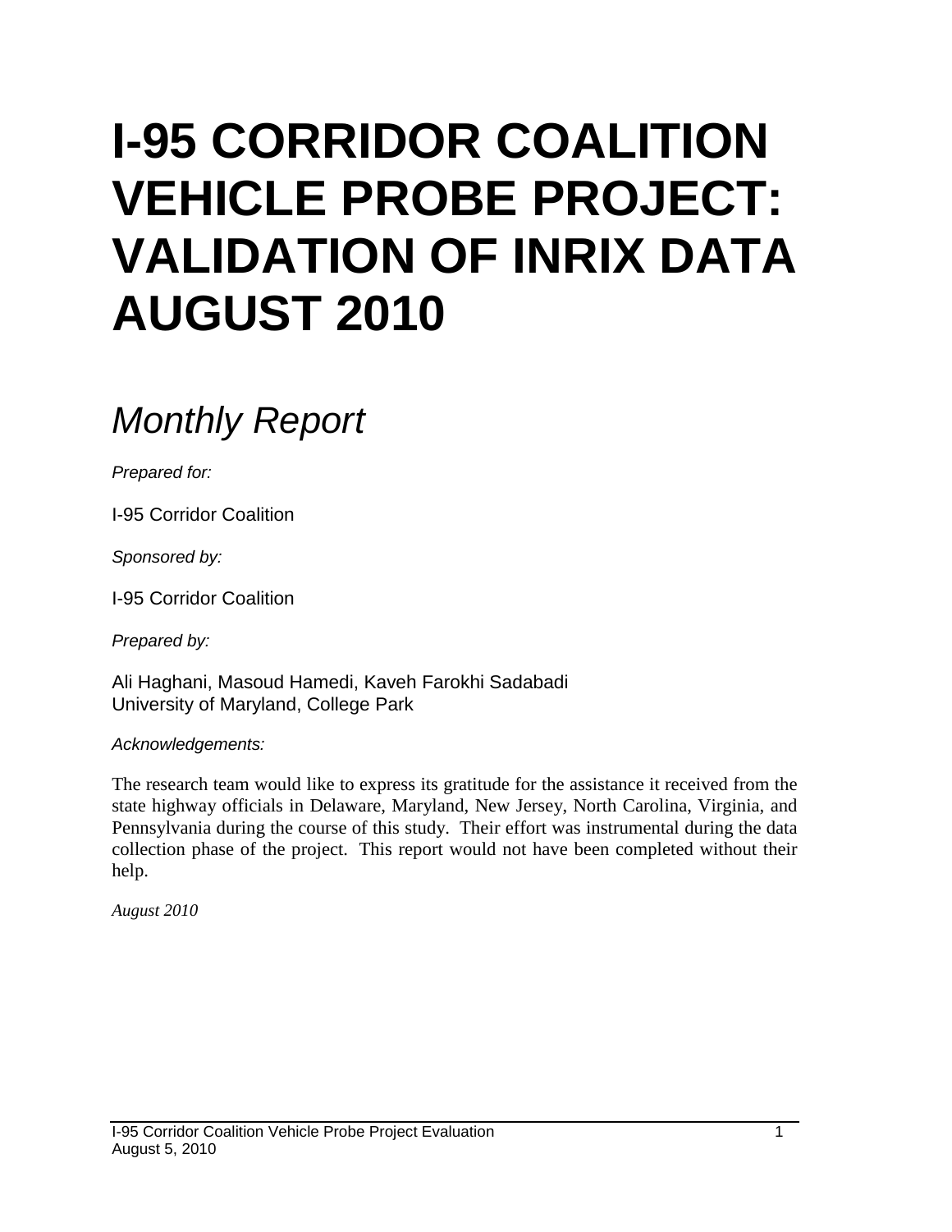# I-95 CORRIDOR COALITION VEHICLE PROBE PROJECT: VALIDATION OF INRIX DATA AUGUST 2010

## *Monthly Report*

*Prepared for:*

I-95 Corridor Coalition

*Sponsored by:*

I-95 Corridor Coalition

*Prepared by:*

Ali Haghani, Masoud Hamedi, Kaveh Farokhi Sadabadi
University of Maryland, College Park

*Acknowledgements:*

The research team would like to express its gratitude for the assistance it received from the state highway officials in Delaware, Maryland, New Jersey, North Carolina, Virginia, and Pennsylvania during the course of this study. Their effort was instrumental during the data collection phase of the project. This report would not have been completed without their help.

*August 2010*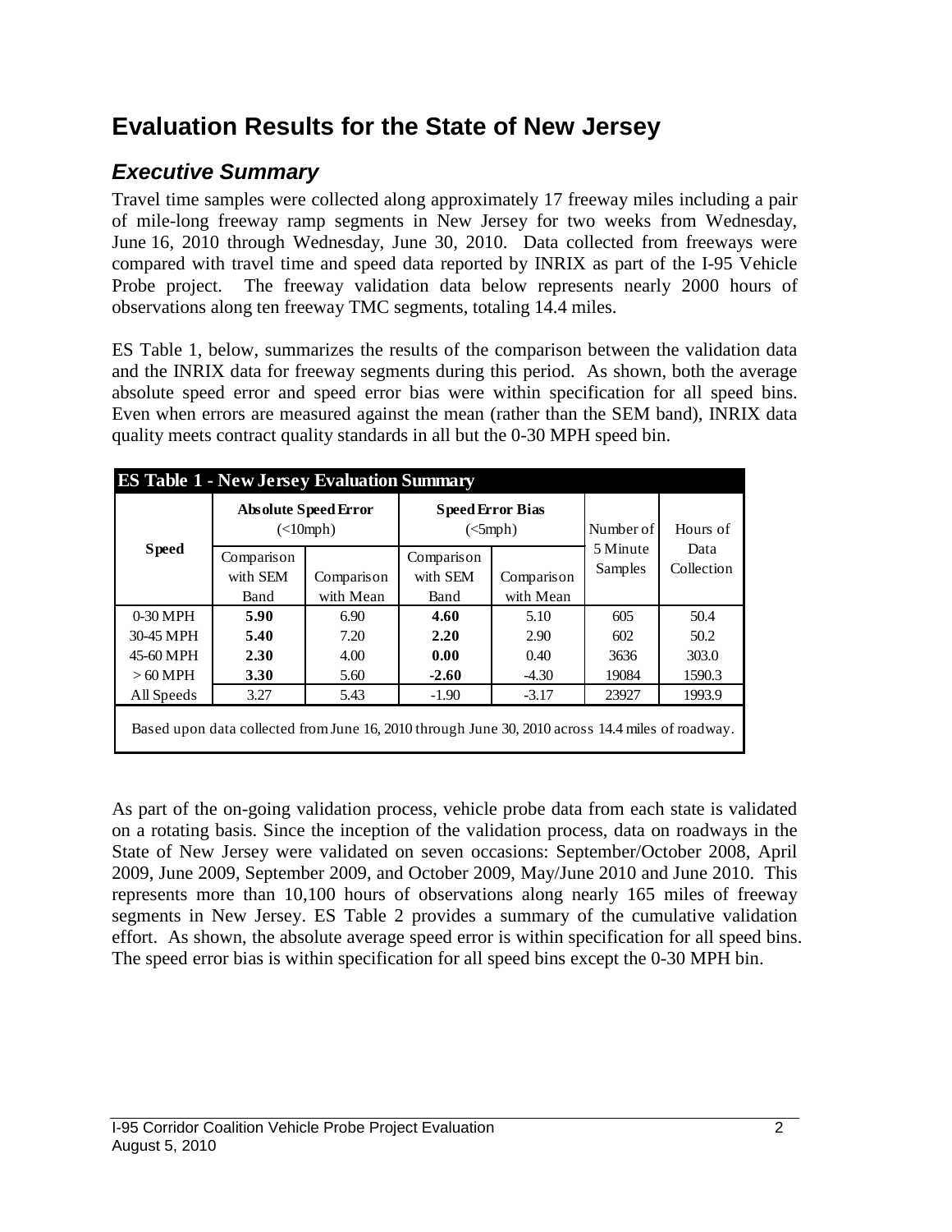# Evaluation Results for the State of New Jersey

## *Executive Summary*

Travel time samples were collected along approximately 17 freeway miles including a pair of mile-long freeway ramp segments in New Jersey for two weeks from Wednesday, June 16, 2010 through Wednesday, June 30, 2010. Data collected from freeways were compared with travel time and speed data reported by INRIX as part of the I-95 Vehicle Probe project. The freeway validation data below represents nearly 2000 hours of observations along ten freeway TMC segments, totaling 14.4 miles.

ES Table 1, below, summarizes the results of the comparison between the validation data and the INRIX data for freeway segments during this period. As shown, both the average absolute speed error and speed error bias were within specification for all speed bins. Even when errors are measured against the mean (rather than the SEM band), INRIX data quality meets contract quality standards in all but the 0-30 MPH speed bin.

**ES Table 1 - New Jersey Evaluation Summary**

| Speed | Absolute Speed Error (<10mph) | | Speed Error Bias (<5mph) | | Number of 5 Minute Samples | Hours of Data Collection |
|---|---|---|---|---|---|---|
| | Comparison with SEM Band | Comparison with Mean | Comparison with SEM Band | Comparison with Mean | | |
| 0-30 MPH | **5.90** | 6.90 | **4.60** | 5.10 | 605 | 50.4 |
| 30-45 MPH | **5.40** | 7.20 | **2.20** | 2.90 | 602 | 50.2 |
| 45-60 MPH | **2.30** | 4.00 | **0.00** | 0.40 | 3636 | 303.0 |
| > 60 MPH | **3.30** | 5.60 | **-2.60** | -4.30 | 19084 | 1590.3 |
| All Speeds | 3.27 | 5.43 | -1.90 | -3.17 | 23927 | 1993.9 |

Based upon data collected from June 16, 2010 through June 30, 2010 across 14.4 miles of roadway.

As part of the on-going validation process, vehicle probe data from each state is validated on a rotating basis. Since the inception of the validation process, data on roadways in the State of New Jersey were validated on seven occasions: September/October 2008, April 2009, June 2009, September 2009, and October 2009, May/June 2010 and June 2010. This represents more than 10,100 hours of observations along nearly 165 miles of freeway segments in New Jersey. ES Table 2 provides a summary of the cumulative validation effort. As shown, the absolute average speed error is within specification for all speed bins. The speed error bias is within specification for all speed bins except the 0-30 MPH bin.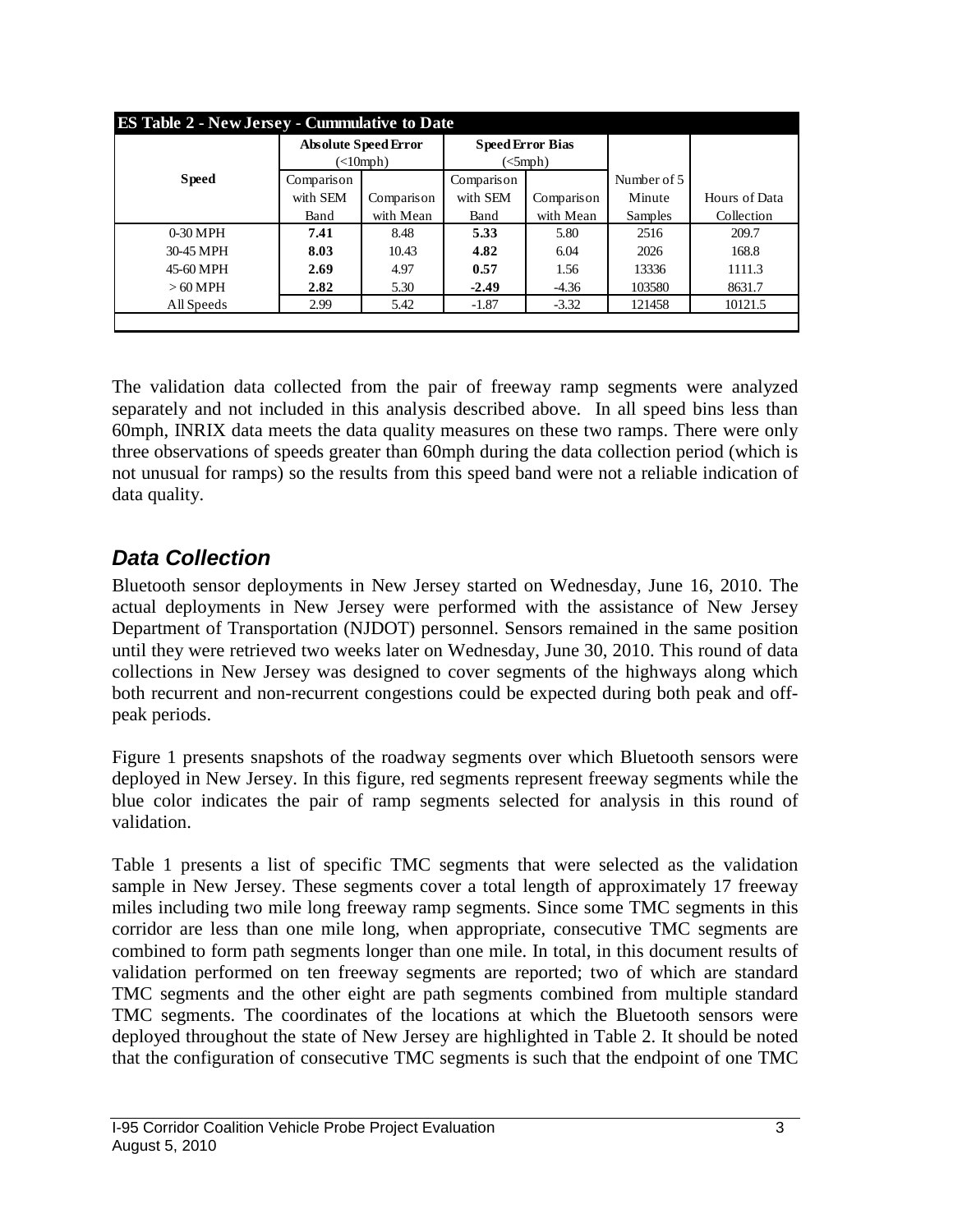| ES Table 2 - New Jersey - Cummulative to Date | | | | | | |
|---|---|---|---|---|---|---|
| **Speed** | **Absolute Speed Error** (<10mph) | | **Speed Error Bias** (<5mph) | | | |
| | Comparison with SEM Band | Comparison with Mean | Comparison with SEM Band | Comparison with Mean | Number of 5 Minute Samples | Hours of Data Collection |
| 0-30 MPH | **7.41** | 8.48 | **5.33** | 5.80 | 2516 | 209.7 |
| 30-45 MPH | **8.03** | 10.43 | **4.82** | 6.04 | 2026 | 168.8 |
| 45-60 MPH | **2.69** | 4.97 | **0.57** | 1.56 | 13336 | 1111.3 |
| > 60 MPH | **2.82** | 5.30 | **-2.49** | -4.36 | 103580 | 8631.7 |
| All Speeds | 2.99 | 5.42 | -1.87 | -3.32 | 121458 | 10121.5 |

The validation data collected from the pair of freeway ramp segments were analyzed separately and not included in this analysis described above. In all speed bins less than 60mph, INRIX data meets the data quality measures on these two ramps. There were only three observations of speeds greater than 60mph during the data collection period (which is not unusual for ramps) so the results from this speed band were not a reliable indication of data quality.

## *Data Collection*

Bluetooth sensor deployments in New Jersey started on Wednesday, June 16, 2010. The actual deployments in New Jersey were performed with the assistance of New Jersey Department of Transportation (NJDOT) personnel. Sensors remained in the same position until they were retrieved two weeks later on Wednesday, June 30, 2010. This round of data collections in New Jersey was designed to cover segments of the highways along which both recurrent and non-recurrent congestions could be expected during both peak and off-peak periods.

Figure 1 presents snapshots of the roadway segments over which Bluetooth sensors were deployed in New Jersey. In this figure, red segments represent freeway segments while the blue color indicates the pair of ramp segments selected for analysis in this round of validation.

Table 1 presents a list of specific TMC segments that were selected as the validation sample in New Jersey. These segments cover a total length of approximately 17 freeway miles including two mile long freeway ramp segments. Since some TMC segments in this corridor are less than one mile long, when appropriate, consecutive TMC segments are combined to form path segments longer than one mile. In total, in this document results of validation performed on ten freeway segments are reported; two of which are standard TMC segments and the other eight are path segments combined from multiple standard TMC segments. The coordinates of the locations at which the Bluetooth sensors were deployed throughout the state of New Jersey are highlighted in Table 2. It should be noted that the configuration of consecutive TMC segments is such that the endpoint of one TMC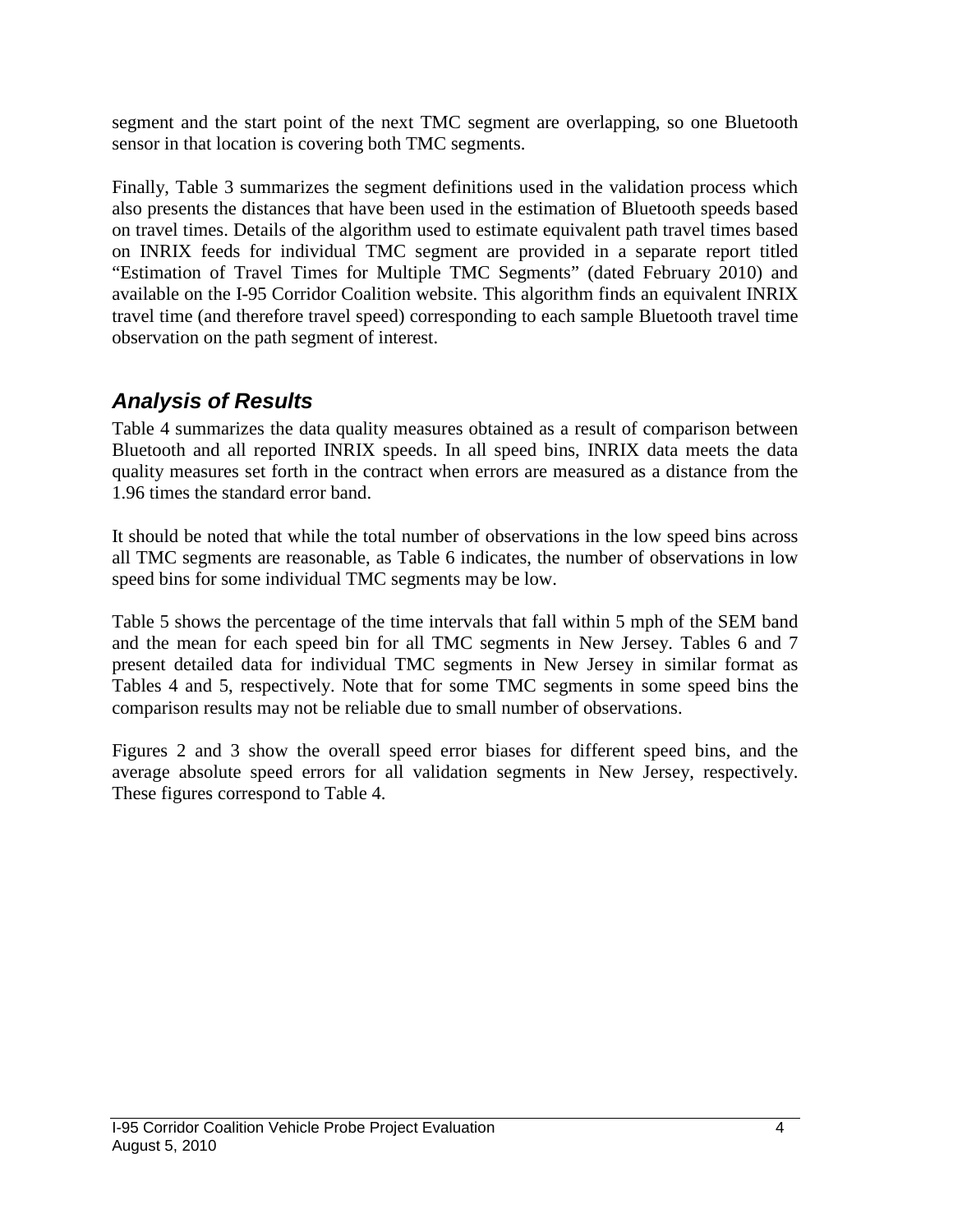segment and the start point of the next TMC segment are overlapping, so one Bluetooth sensor in that location is covering both TMC segments.

Finally, Table 3 summarizes the segment definitions used in the validation process which also presents the distances that have been used in the estimation of Bluetooth speeds based on travel times. Details of the algorithm used to estimate equivalent path travel times based on INRIX feeds for individual TMC segment are provided in a separate report titled "Estimation of Travel Times for Multiple TMC Segments" (dated February 2010) and available on the I-95 Corridor Coalition website. This algorithm finds an equivalent INRIX travel time (and therefore travel speed) corresponding to each sample Bluetooth travel time observation on the path segment of interest.

## *Analysis of Results*

Table 4 summarizes the data quality measures obtained as a result of comparison between Bluetooth and all reported INRIX speeds. In all speed bins, INRIX data meets the data quality measures set forth in the contract when errors are measured as a distance from the 1.96 times the standard error band.

It should be noted that while the total number of observations in the low speed bins across all TMC segments are reasonable, as Table 6 indicates, the number of observations in low speed bins for some individual TMC segments may be low.

Table 5 shows the percentage of the time intervals that fall within 5 mph of the SEM band and the mean for each speed bin for all TMC segments in New Jersey. Tables 6 and 7 present detailed data for individual TMC segments in New Jersey in similar format as Tables 4 and 5, respectively. Note that for some TMC segments in some speed bins the comparison results may not be reliable due to small number of observations.

Figures 2 and 3 show the overall speed error biases for different speed bins, and the average absolute speed errors for all validation segments in New Jersey, respectively. These figures correspond to Table 4.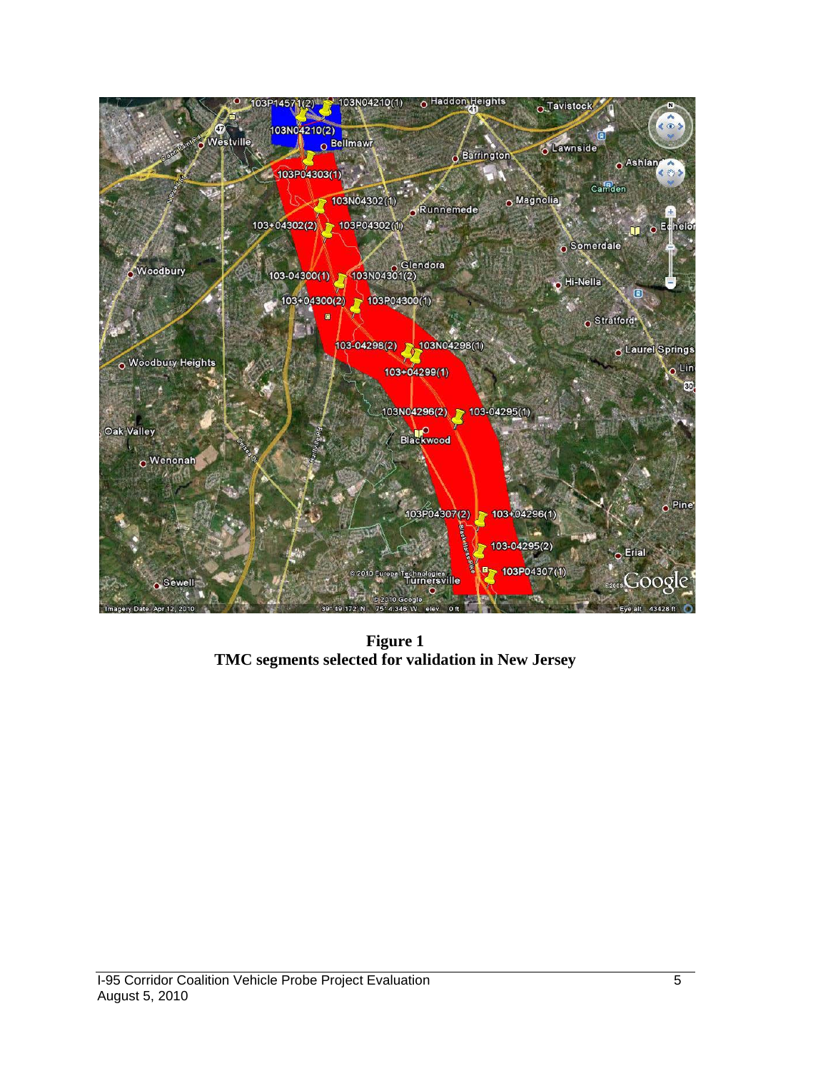**Figure 1**
**TMC segments selected for validation in New Jersey**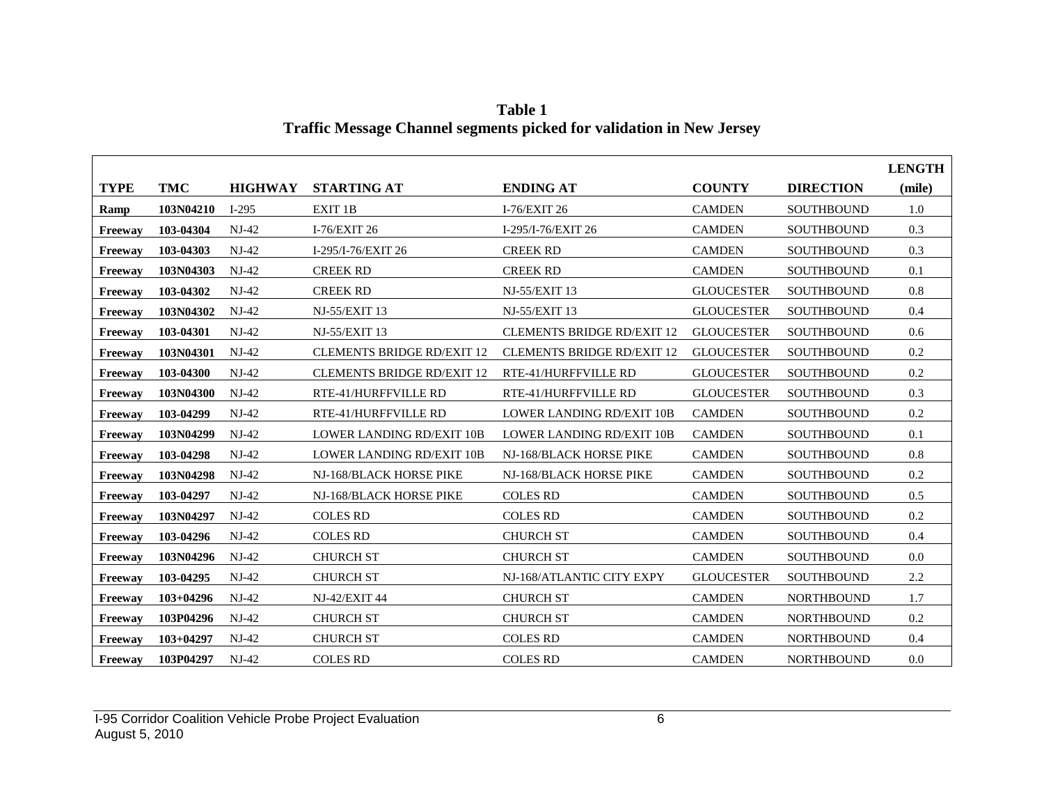**Table 1**
**Traffic Message Channel segments picked for validation in New Jersey**

| TYPE | TMC | HIGHWAY | STARTING AT | ENDING AT | COUNTY | DIRECTION | LENGTH (mile) |
|---|---|---|---|---|---|---|---|
| **Ramp** | **103N04210** | I-295 | EXIT 1B | I-76/EXIT 26 | CAMDEN | SOUTHBOUND | 1.0 |
| **Freeway** | **103-04304** | NJ-42 | I-76/EXIT 26 | I-295/I-76/EXIT 26 | CAMDEN | SOUTHBOUND | 0.3 |
| **Freeway** | **103-04303** | NJ-42 | I-295/I-76/EXIT 26 | CREEK RD | CAMDEN | SOUTHBOUND | 0.3 |
| **Freeway** | **103N04303** | NJ-42 | CREEK RD | CREEK RD | CAMDEN | SOUTHBOUND | 0.1 |
| **Freeway** | **103-04302** | NJ-42 | CREEK RD | NJ-55/EXIT 13 | GLOUCESTER | SOUTHBOUND | 0.8 |
| **Freeway** | **103N04302** | NJ-42 | NJ-55/EXIT 13 | NJ-55/EXIT 13 | GLOUCESTER | SOUTHBOUND | 0.4 |
| **Freeway** | **103-04301** | NJ-42 | NJ-55/EXIT 13 | CLEMENTS BRIDGE RD/EXIT 12 | GLOUCESTER | SOUTHBOUND | 0.6 |
| **Freeway** | **103N04301** | NJ-42 | CLEMENTS BRIDGE RD/EXIT 12 | CLEMENTS BRIDGE RD/EXIT 12 | GLOUCESTER | SOUTHBOUND | 0.2 |
| **Freeway** | **103-04300** | NJ-42 | CLEMENTS BRIDGE RD/EXIT 12 | RTE-41/HURFFVILLE RD | GLOUCESTER | SOUTHBOUND | 0.2 |
| **Freeway** | **103N04300** | NJ-42 | RTE-41/HURFFVILLE RD | RTE-41/HURFFVILLE RD | GLOUCESTER | SOUTHBOUND | 0.3 |
| **Freeway** | **103-04299** | NJ-42 | RTE-41/HURFFVILLE RD | LOWER LANDING RD/EXIT 10B | CAMDEN | SOUTHBOUND | 0.2 |
| **Freeway** | **103N04299** | NJ-42 | LOWER LANDING RD/EXIT 10B | LOWER LANDING RD/EXIT 10B | CAMDEN | SOUTHBOUND | 0.1 |
| **Freeway** | **103-04298** | NJ-42 | LOWER LANDING RD/EXIT 10B | NJ-168/BLACK HORSE PIKE | CAMDEN | SOUTHBOUND | 0.8 |
| **Freeway** | **103N04298** | NJ-42 | NJ-168/BLACK HORSE PIKE | NJ-168/BLACK HORSE PIKE | CAMDEN | SOUTHBOUND | 0.2 |
| **Freeway** | **103-04297** | NJ-42 | NJ-168/BLACK HORSE PIKE | COLES RD | CAMDEN | SOUTHBOUND | 0.5 |
| **Freeway** | **103N04297** | NJ-42 | COLES RD | COLES RD | CAMDEN | SOUTHBOUND | 0.2 |
| **Freeway** | **103-04296** | NJ-42 | COLES RD | CHURCH ST | CAMDEN | SOUTHBOUND | 0.4 |
| **Freeway** | **103N04296** | NJ-42 | CHURCH ST | CHURCH ST | CAMDEN | SOUTHBOUND | 0.0 |
| **Freeway** | **103-04295** | NJ-42 | CHURCH ST | NJ-168/ATLANTIC CITY EXPY | GLOUCESTER | SOUTHBOUND | 2.2 |
| **Freeway** | **103+04296** | NJ-42 | NJ-42/EXIT 44 | CHURCH ST | CAMDEN | NORTHBOUND | 1.7 |
| **Freeway** | **103P04296** | NJ-42 | CHURCH ST | CHURCH ST | CAMDEN | NORTHBOUND | 0.2 |
| **Freeway** | **103+04297** | NJ-42 | CHURCH ST | COLES RD | CAMDEN | NORTHBOUND | 0.4 |
| **Freeway** | **103P04297** | NJ-42 | COLES RD | COLES RD | CAMDEN | NORTHBOUND | 0.0 |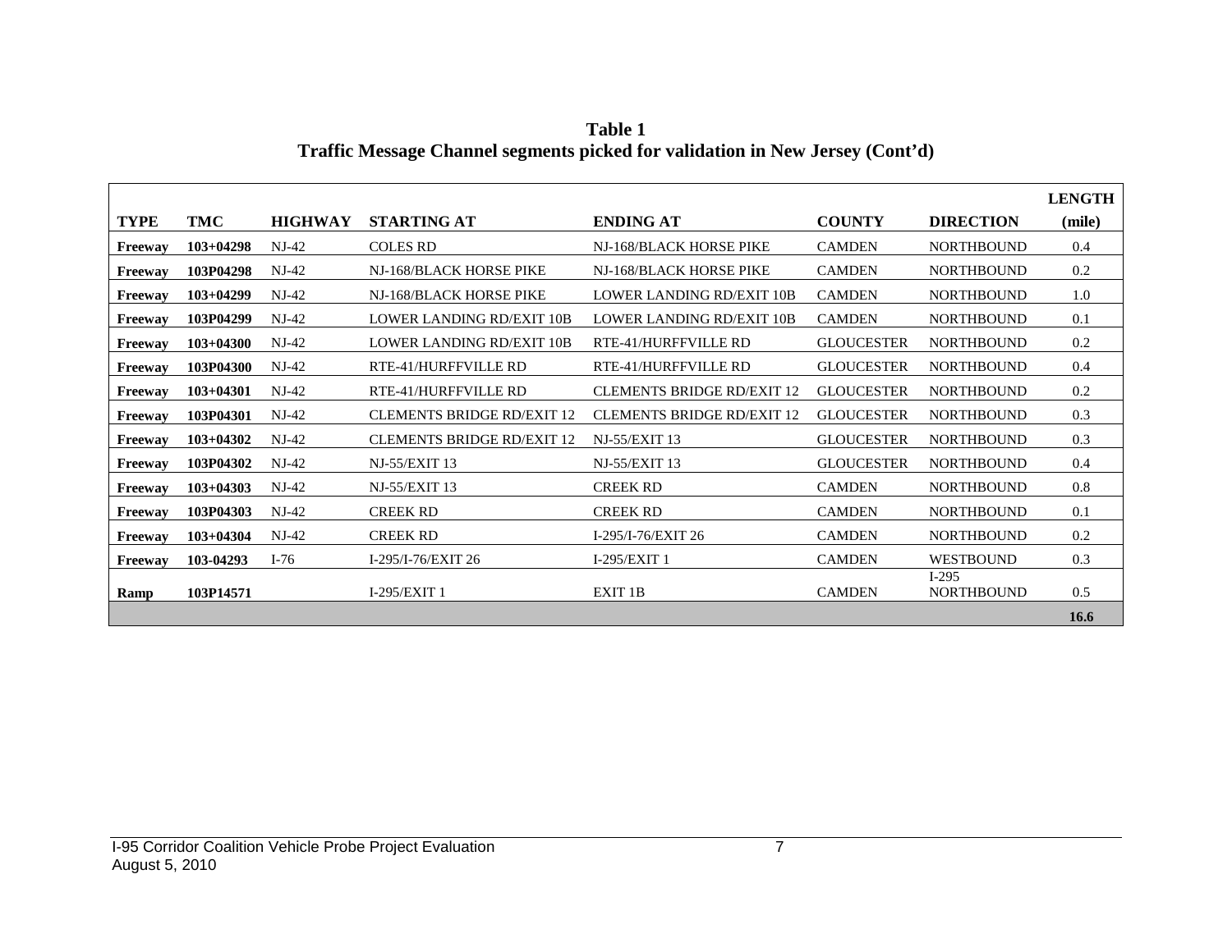**Table 1**
**Traffic Message Channel segments picked for validation in New Jersey (Cont'd)**

| TYPE | TMC | HIGHWAY | STARTING AT | ENDING AT | COUNTY | DIRECTION | LENGTH (mile) |
|---|---|---|---|---|---|---|---|
| **Freeway** | **103+04298** | NJ-42 | COLES RD | NJ-168/BLACK HORSE PIKE | CAMDEN | NORTHBOUND | 0.4 |
| **Freeway** | **103P04298** | NJ-42 | NJ-168/BLACK HORSE PIKE | NJ-168/BLACK HORSE PIKE | CAMDEN | NORTHBOUND | 0.2 |
| **Freeway** | **103+04299** | NJ-42 | NJ-168/BLACK HORSE PIKE | LOWER LANDING RD/EXIT 10B | CAMDEN | NORTHBOUND | 1.0 |
| **Freeway** | **103P04299** | NJ-42 | LOWER LANDING RD/EXIT 10B | LOWER LANDING RD/EXIT 10B | CAMDEN | NORTHBOUND | 0.1 |
| **Freeway** | **103+04300** | NJ-42 | LOWER LANDING RD/EXIT 10B | RTE-41/HURFFVILLE RD | GLOUCESTER | NORTHBOUND | 0.2 |
| **Freeway** | **103P04300** | NJ-42 | RTE-41/HURFFVILLE RD | RTE-41/HURFFVILLE RD | GLOUCESTER | NORTHBOUND | 0.4 |
| **Freeway** | **103+04301** | NJ-42 | RTE-41/HURFFVILLE RD | CLEMENTS BRIDGE RD/EXIT 12 | GLOUCESTER | NORTHBOUND | 0.2 |
| **Freeway** | **103P04301** | NJ-42 | CLEMENTS BRIDGE RD/EXIT 12 | CLEMENTS BRIDGE RD/EXIT 12 | GLOUCESTER | NORTHBOUND | 0.3 |
| **Freeway** | **103+04302** | NJ-42 | CLEMENTS BRIDGE RD/EXIT 12 | NJ-55/EXIT 13 | GLOUCESTER | NORTHBOUND | 0.3 |
| **Freeway** | **103P04302** | NJ-42 | NJ-55/EXIT 13 | NJ-55/EXIT 13 | GLOUCESTER | NORTHBOUND | 0.4 |
| **Freeway** | **103+04303** | NJ-42 | NJ-55/EXIT 13 | CREEK RD | CAMDEN | NORTHBOUND | 0.8 |
| **Freeway** | **103P04303** | NJ-42 | CREEK RD | CREEK RD | CAMDEN | NORTHBOUND | 0.1 |
| **Freeway** | **103+04304** | NJ-42 | CREEK RD | I-295/I-76/EXIT 26 | CAMDEN | NORTHBOUND | 0.2 |
| **Freeway** | **103-04293** | I-76 | I-295/I-76/EXIT 26 | I-295/EXIT 1 | CAMDEN | WESTBOUND | 0.3 |
| **Ramp** | **103P14571** | | I-295/EXIT 1 | EXIT 1B | CAMDEN | I-295 NORTHBOUND | 0.5 |
| | | | | | | | **16.6** |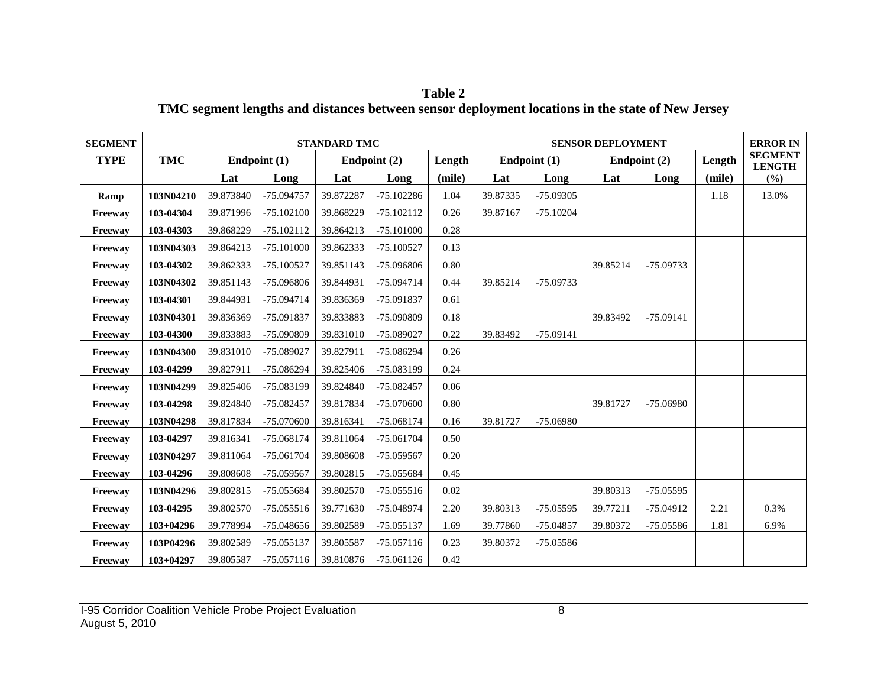**Table 2**
**TMC segment lengths and distances between sensor deployment locations in the state of New Jersey**

| SEGMENT TYPE | TMC | STANDARD TMC | | | | | SENSOR DEPLOYMENT | | | | | ERROR IN SEGMENT LENGTH |
|---|---|---|---|---|---|---|---|---|---|---|---|---|
| | | Endpoint (1) | | Endpoint (2) | | Length | Endpoint (1) | | Endpoint (2) | | Length | |
| | | Lat | Long | Lat | Long | (mile) | Lat | Long | Lat | Long | (mile) | (%) |
| Ramp | 103N04210 | 39.873840 | -75.094757 | 39.872287 | -75.102286 | 1.04 | 39.87335 | -75.09305 | | | 1.18 | 13.0% |
| Freeway | 103-04304 | 39.871996 | -75.102100 | 39.868229 | -75.102112 | 0.26 | 39.87167 | -75.10204 | | | | |
| Freeway | 103-04303 | 39.868229 | -75.102112 | 39.864213 | -75.101000 | 0.28 | | | | | | |
| Freeway | 103N04303 | 39.864213 | -75.101000 | 39.862333 | -75.100527 | 0.13 | | | | | | |
| Freeway | 103-04302 | 39.862333 | -75.100527 | 39.851143 | -75.096806 | 0.80 | | | 39.85214 | -75.09733 | | |
| Freeway | 103N04302 | 39.851143 | -75.096806 | 39.844931 | -75.094714 | 0.44 | 39.85214 | -75.09733 | | | | |
| Freeway | 103-04301 | 39.844931 | -75.094714 | 39.836369 | -75.091837 | 0.61 | | | | | | |
| Freeway | 103N04301 | 39.836369 | -75.091837 | 39.833883 | -75.090809 | 0.18 | | | 39.83492 | -75.09141 | | |
| Freeway | 103-04300 | 39.833883 | -75.090809 | 39.831010 | -75.089027 | 0.22 | 39.83492 | -75.09141 | | | | |
| Freeway | 103N04300 | 39.831010 | -75.089027 | 39.827911 | -75.086294 | 0.26 | | | | | | |
| Freeway | 103-04299 | 39.827911 | -75.086294 | 39.825406 | -75.083199 | 0.24 | | | | | | |
| Freeway | 103N04299 | 39.825406 | -75.083199 | 39.824840 | -75.082457 | 0.06 | | | | | | |
| Freeway | 103-04298 | 39.824840 | -75.082457 | 39.817834 | -75.070600 | 0.80 | | | 39.81727 | -75.06980 | | |
| Freeway | 103N04298 | 39.817834 | -75.070600 | 39.816341 | -75.068174 | 0.16 | 39.81727 | -75.06980 | | | | |
| Freeway | 103-04297 | 39.816341 | -75.068174 | 39.811064 | -75.061704 | 0.50 | | | | | | |
| Freeway | 103N04297 | 39.811064 | -75.061704 | 39.808608 | -75.059567 | 0.20 | | | | | | |
| Freeway | 103-04296 | 39.808608 | -75.059567 | 39.802815 | -75.055684 | 0.45 | | | | | | |
| Freeway | 103N04296 | 39.802815 | -75.055684 | 39.802570 | -75.055516 | 0.02 | | | 39.80313 | -75.05595 | | |
| Freeway | 103-04295 | 39.802570 | -75.055516 | 39.771630 | -75.048974 | 2.20 | 39.80313 | -75.05595 | 39.77211 | -75.04912 | 2.21 | 0.3% |
| Freeway | 103+04296 | 39.778994 | -75.048656 | 39.802589 | -75.055137 | 1.69 | 39.77860 | -75.04857 | 39.80372 | -75.05586 | 1.81 | 6.9% |
| Freeway | 103P04296 | 39.802589 | -75.055137 | 39.805587 | -75.057116 | 0.23 | 39.80372 | -75.05586 | | | | |
| Freeway | 103+04297 | 39.805587 | -75.057116 | 39.810876 | -75.061126 | 0.42 | | | | | | |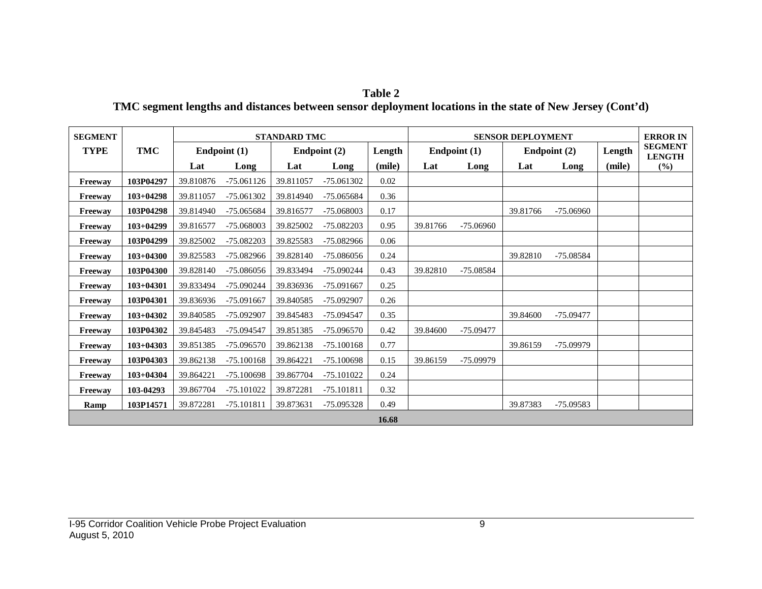**Table 2**
**TMC segment lengths and distances between sensor deployment locations in the state of New Jersey (Cont'd)**

| SEGMENT TYPE | TMC | STANDARD TMC | | | | | SENSOR DEPLOYMENT | | | | | ERROR IN SEGMENT LENGTH |
|---|---|---|---|---|---|---|---|---|---|---|---|---|
| | | Endpoint (1) | | Endpoint (2) | | Length | Endpoint (1) | | Endpoint (2) | | Length | |
| | | Lat | Long | Lat | Long | (mile) | Lat | Long | Lat | Long | (mile) | (%) |
| Freeway | 103P04297 | 39.810876 | -75.061126 | 39.811057 | -75.061302 | 0.02 | | | | | | |
| Freeway | 103+04298 | 39.811057 | -75.061302 | 39.814940 | -75.065684 | 0.36 | | | | | | |
| Freeway | 103P04298 | 39.814940 | -75.065684 | 39.816577 | -75.068003 | 0.17 | | | 39.81766 | -75.06960 | | |
| Freeway | 103+04299 | 39.816577 | -75.068003 | 39.825002 | -75.082203 | 0.95 | 39.81766 | -75.06960 | | | | |
| Freeway | 103P04299 | 39.825002 | -75.082203 | 39.825583 | -75.082966 | 0.06 | | | | | | |
| Freeway | 103+04300 | 39.825583 | -75.082966 | 39.828140 | -75.086056 | 0.24 | | | 39.82810 | -75.08584 | | |
| Freeway | 103P04300 | 39.828140 | -75.086056 | 39.833494 | -75.090244 | 0.43 | 39.82810 | -75.08584 | | | | |
| Freeway | 103+04301 | 39.833494 | -75.090244 | 39.836936 | -75.091667 | 0.25 | | | | | | |
| Freeway | 103P04301 | 39.836936 | -75.091667 | 39.840585 | -75.092907 | 0.26 | | | | | | |
| Freeway | 103+04302 | 39.840585 | -75.092907 | 39.845483 | -75.094547 | 0.35 | | | 39.84600 | -75.09477 | | |
| Freeway | 103P04302 | 39.845483 | -75.094547 | 39.851385 | -75.096570 | 0.42 | 39.84600 | -75.09477 | | | | |
| Freeway | 103+04303 | 39.851385 | -75.096570 | 39.862138 | -75.100168 | 0.77 | | | 39.86159 | -75.09979 | | |
| Freeway | 103P04303 | 39.862138 | -75.100168 | 39.864221 | -75.100698 | 0.15 | 39.86159 | -75.09979 | | | | |
| Freeway | 103+04304 | 39.864221 | -75.100698 | 39.867704 | -75.101022 | 0.24 | | | | | | |
| Freeway | 103-04293 | 39.867704 | -75.101022 | 39.872281 | -75.101811 | 0.32 | | | | | | |
| Ramp | 103P14571 | 39.872281 | -75.101811 | 39.873631 | -75.095328 | 0.49 | | | 39.87383 | -75.09583 | | |
| | | | | | | **16.68** | | | | | | |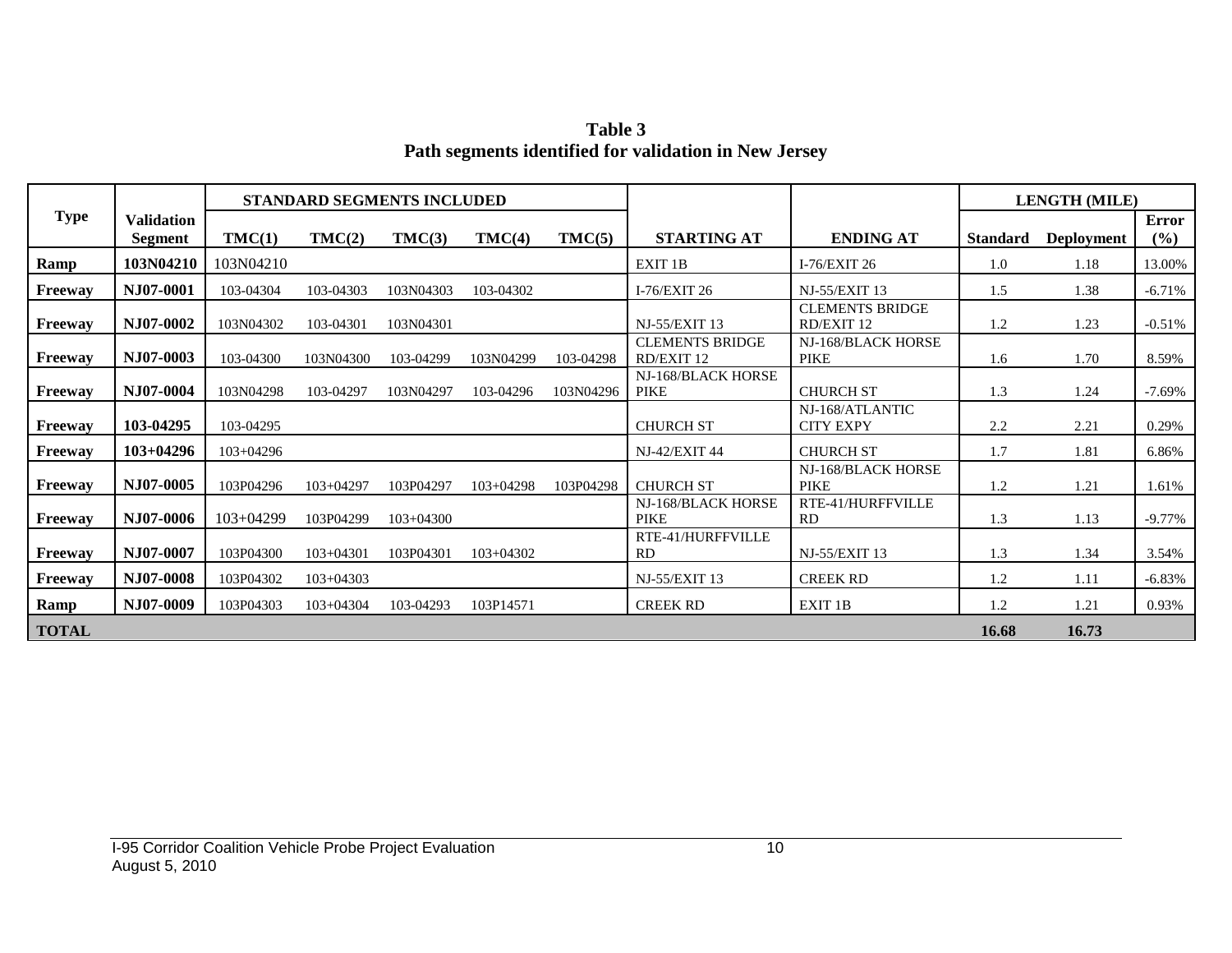**Table 3**
**Path segments identified for validation in New Jersey**

| Type | Validation Segment | STANDARD SEGMENTS INCLUDED | | | | | STARTING AT | ENDING AT | LENGTH (MILE) | | |
|---|---|---|---|---|---|---|---|---|---|---|---|
| | | TMC(1) | TMC(2) | TMC(3) | TMC(4) | TMC(5) | | | Standard | Deployment | Error (%) |
| **Ramp** | **103N04210** | 103N04210 | | | | | EXIT 1B | I-76/EXIT 26 | 1.0 | 1.18 | 13.00% |
| **Freeway** | **NJ07-0001** | 103-04304 | 103-04303 | 103N04303 | 103-04302 | | I-76/EXIT 26 | NJ-55/EXIT 13 | 1.5 | 1.38 | -6.71% |
| **Freeway** | **NJ07-0002** | 103N04302 | 103-04301 | 103N04301 | | | NJ-55/EXIT 13 | CLEMENTS BRIDGE RD/EXIT 12 | 1.2 | 1.23 | -0.51% |
| **Freeway** | **NJ07-0003** | 103-04300 | 103N04300 | 103-04299 | 103N04299 | 103-04298 | CLEMENTS BRIDGE RD/EXIT 12 | NJ-168/BLACK HORSE PIKE | 1.6 | 1.70 | 8.59% |
| **Freeway** | **NJ07-0004** | 103N04298 | 103-04297 | 103N04297 | 103-04296 | 103N04296 | NJ-168/BLACK HORSE PIKE | CHURCH ST | 1.3 | 1.24 | -7.69% |
| **Freeway** | **103-04295** | 103-04295 | | | | | CHURCH ST | NJ-168/ATLANTIC CITY EXPY | 2.2 | 2.21 | 0.29% |
| **Freeway** | **103+04296** | 103+04296 | | | | | NJ-42/EXIT 44 | CHURCH ST | 1.7 | 1.81 | 6.86% |
| **Freeway** | **NJ07-0005** | 103P04296 | 103+04297 | 103P04297 | 103+04298 | 103P04298 | CHURCH ST | NJ-168/BLACK HORSE PIKE | 1.2 | 1.21 | 1.61% |
| **Freeway** | **NJ07-0006** | 103+04299 | 103P04299 | 103+04300 | | | NJ-168/BLACK HORSE PIKE | RTE-41/HURFFVILLE RD | 1.3 | 1.13 | -9.77% |
| **Freeway** | **NJ07-0007** | 103P04300 | 103+04301 | 103P04301 | 103+04302 | | RTE-41/HURFFVILLE RD | NJ-55/EXIT 13 | 1.3 | 1.34 | 3.54% |
| **Freeway** | **NJ07-0008** | 103P04302 | 103+04303 | | | | NJ-55/EXIT 13 | CREEK RD | 1.2 | 1.11 | -6.83% |
| **Ramp** | **NJ07-0009** | 103P04303 | 103+04304 | 103-04293 | 103P14571 | | CREEK RD | EXIT 1B | 1.2 | 1.21 | 0.93% |
| **TOTAL** | | | | | | | | | **16.68** | **16.73** | |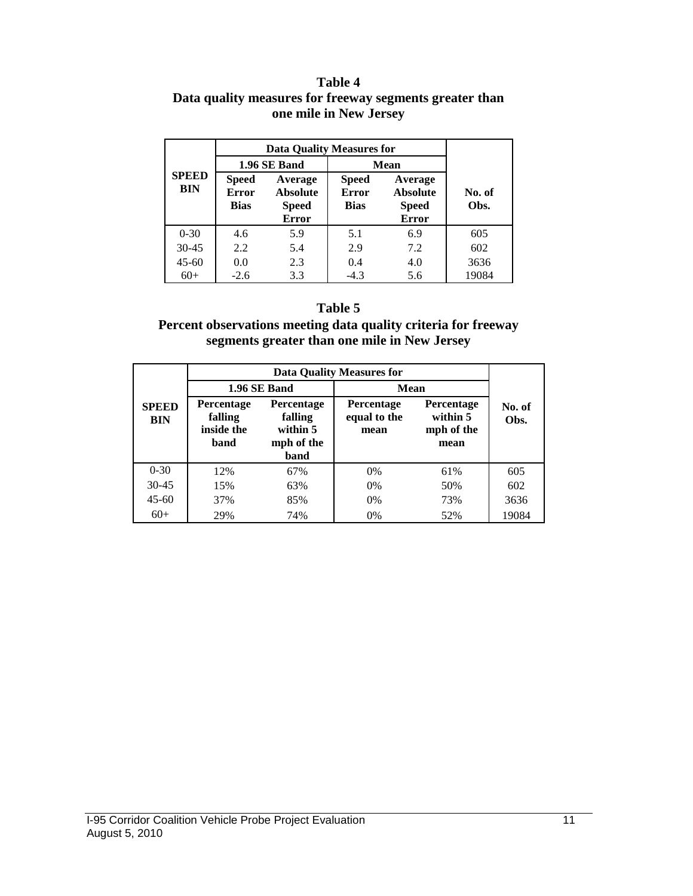**Table 4**
**Data quality measures for freeway segments greater than one mile in New Jersey**

| SPEED BIN | Data Quality Measures for | | | | No. of Obs. |
|---|---|---|---|---|---|
| | 1.96 SE Band | | Mean | | |
| | Speed Error Bias | Average Absolute Speed Error | Speed Error Bias | Average Absolute Speed Error | |
| 0-30 | 4.6 | 5.9 | 5.1 | 6.9 | 605 |
| 30-45 | 2.2 | 5.4 | 2.9 | 7.2 | 602 |
| 45-60 | 0.0 | 2.3 | 0.4 | 4.0 | 3636 |
| 60+ | -2.6 | 3.3 | -4.3 | 5.6 | 19084 |

**Table 5**
**Percent observations meeting data quality criteria for freeway segments greater than one mile in New Jersey**

| SPEED BIN | Data Quality Measures for | | | | No. of Obs. |
|---|---|---|---|---|---|
| | 1.96 SE Band | | Mean | | |
| | Percentage falling inside the band | Percentage falling within 5 mph of the band | Percentage equal to the mean | Percentage within 5 mph of the mean | |
| 0-30 | 12% | 67% | 0% | 61% | 605 |
| 30-45 | 15% | 63% | 0% | 50% | 602 |
| 45-60 | 37% | 85% | 0% | 73% | 3636 |
| 60+ | 29% | 74% | 0% | 52% | 19084 |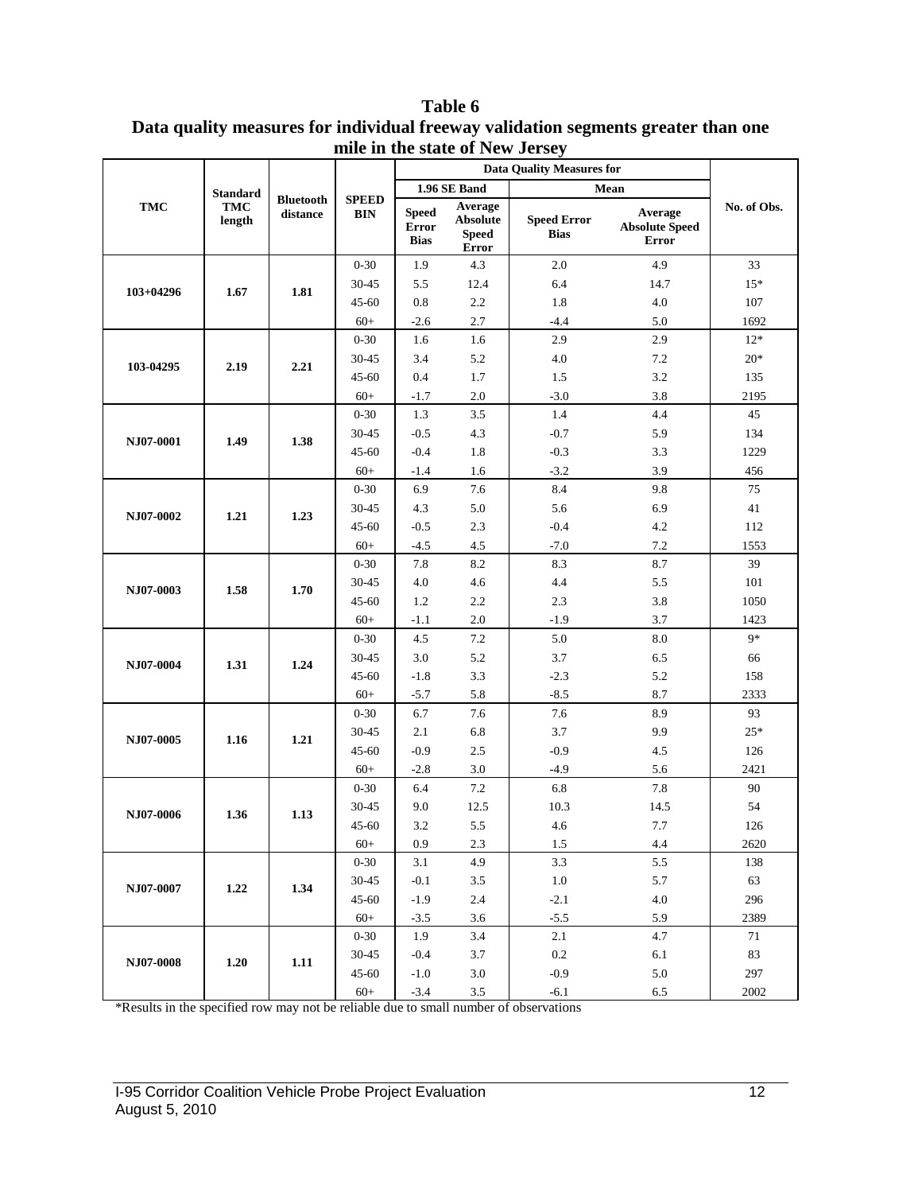**Table 6**
**Data quality measures for individual freeway validation segments greater than one mile in the state of New Jersey**

| TMC | Standard TMC length | Bluetooth distance | SPEED BIN | Data Quality Measures for | | | | No. of Obs. |
|---|---|---|---|---|---|---|---|---|
| | | | | 1.96 SE Band | | Mean | | |
| | | | | Speed Error Bias | Average Absolute Speed Error | Speed Error Bias | Average Absolute Speed Error | |
| 103+04296 | 1.67 | 1.81 | 0-30 | 1.9 | 4.3 | 2.0 | 4.9 | 33 |
| | | | 30-45 | 5.5 | 12.4 | 6.4 | 14.7 | 15* |
| | | | 45-60 | 0.8 | 2.2 | 1.8 | 4.0 | 107 |
| | | | 60+ | -2.6 | 2.7 | -4.4 | 5.0 | 1692 |
| 103-04295 | 2.19 | 2.21 | 0-30 | 1.6 | 1.6 | 2.9 | 2.9 | 12* |
| | | | 30-45 | 3.4 | 5.2 | 4.0 | 7.2 | 20* |
| | | | 45-60 | 0.4 | 1.7 | 1.5 | 3.2 | 135 |
| | | | 60+ | -1.7 | 2.0 | -3.0 | 3.8 | 2195 |
| NJ07-0001 | 1.49 | 1.38 | 0-30 | 1.3 | 3.5 | 1.4 | 4.4 | 45 |
| | | | 30-45 | -0.5 | 4.3 | -0.7 | 5.9 | 134 |
| | | | 45-60 | -0.4 | 1.8 | -0.3 | 3.3 | 1229 |
| | | | 60+ | -1.4 | 1.6 | -3.2 | 3.9 | 456 |
| NJ07-0002 | 1.21 | 1.23 | 0-30 | 6.9 | 7.6 | 8.4 | 9.8 | 75 |
| | | | 30-45 | 4.3 | 5.0 | 5.6 | 6.9 | 41 |
| | | | 45-60 | -0.5 | 2.3 | -0.4 | 4.2 | 112 |
| | | | 60+ | -4.5 | 4.5 | -7.0 | 7.2 | 1553 |
| NJ07-0003 | 1.58 | 1.70 | 0-30 | 7.8 | 8.2 | 8.3 | 8.7 | 39 |
| | | | 30-45 | 4.0 | 4.6 | 4.4 | 5.5 | 101 |
| | | | 45-60 | 1.2 | 2.2 | 2.3 | 3.8 | 1050 |
| | | | 60+ | -1.1 | 2.0 | -1.9 | 3.7 | 1423 |
| NJ07-0004 | 1.31 | 1.24 | 0-30 | 4.5 | 7.2 | 5.0 | 8.0 | 9* |
| | | | 30-45 | 3.0 | 5.2 | 3.7 | 6.5 | 66 |
| | | | 45-60 | -1.8 | 3.3 | -2.3 | 5.2 | 158 |
| | | | 60+ | -5.7 | 5.8 | -8.5 | 8.7 | 2333 |
| NJ07-0005 | 1.16 | 1.21 | 0-30 | 6.7 | 7.6 | 7.6 | 8.9 | 93 |
| | | | 30-45 | 2.1 | 6.8 | 3.7 | 9.9 | 25* |
| | | | 45-60 | -0.9 | 2.5 | -0.9 | 4.5 | 126 |
| | | | 60+ | -2.8 | 3.0 | -4.9 | 5.6 | 2421 |
| NJ07-0006 | 1.36 | 1.13 | 0-30 | 6.4 | 7.2 | 6.8 | 7.8 | 90 |
| | | | 30-45 | 9.0 | 12.5 | 10.3 | 14.5 | 54 |
| | | | 45-60 | 3.2 | 5.5 | 4.6 | 7.7 | 126 |
| | | | 60+ | 0.9 | 2.3 | 1.5 | 4.4 | 2620 |
| NJ07-0007 | 1.22 | 1.34 | 0-30 | 3.1 | 4.9 | 3.3 | 5.5 | 138 |
| | | | 30-45 | -0.1 | 3.5 | 1.0 | 5.7 | 63 |
| | | | 45-60 | -1.9 | 2.4 | -2.1 | 4.0 | 296 |
| | | | 60+ | -3.5 | 3.6 | -5.5 | 5.9 | 2389 |
| NJ07-0008 | 1.20 | 1.11 | 0-30 | 1.9 | 3.4 | 2.1 | 4.7 | 71 |
| | | | 30-45 | -0.4 | 3.7 | 0.2 | 6.1 | 83 |
| | | | 45-60 | -1.0 | 3.0 | -0.9 | 5.0 | 297 |
| | | | 60+ | -3.4 | 3.5 | -6.1 | 6.5 | 2002 |

*Results in the specified row may not be reliable due to small number of observations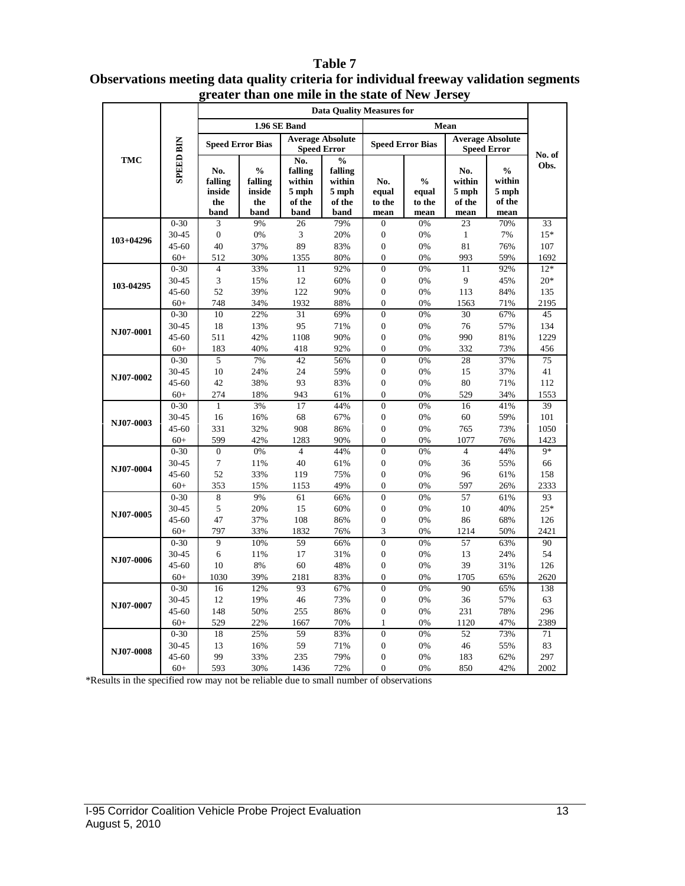**Table 7**
**Observations meeting data quality criteria for individual freeway validation segments greater than one mile in the state of New Jersey**

| TMC | SPEED BIN | Data Quality Measures for | | | | | | | | No. of Obs. |
|---|---|---|---|---|---|---|---|---|---|---|
| | | 1.96 SE Band | | | | Mean | | | | |
| | | Speed Error Bias | | Average Absolute Speed Error | | Speed Error Bias | | Average Absolute Speed Error | | |
| | | No. falling inside the band | % falling inside the band | No. falling within 5 mph of the band | % falling within 5 mph of the band | No. equal to the mean | % equal to the mean | No. within 5 mph of the mean | % within 5 mph of the mean | |
| 103+04296 | 0-30 | 3 | 9% | 26 | 79% | 0 | 0% | 23 | 70% | 33 |
| | 30-45 | 0 | 0% | 3 | 20% | 0 | 0% | 1 | 7% | 15* |
| | 45-60 | 40 | 37% | 89 | 83% | 0 | 0% | 81 | 76% | 107 |
| | 60+ | 512 | 30% | 1355 | 80% | 0 | 0% | 993 | 59% | 1692 |
| 103-04295 | 0-30 | 4 | 33% | 11 | 92% | 0 | 0% | 11 | 92% | 12* |
| | 30-45 | 3 | 15% | 12 | 60% | 0 | 0% | 9 | 45% | 20* |
| | 45-60 | 52 | 39% | 122 | 90% | 0 | 0% | 113 | 84% | 135 |
| | 60+ | 748 | 34% | 1932 | 88% | 0 | 0% | 1563 | 71% | 2195 |
| NJ07-0001 | 0-30 | 10 | 22% | 31 | 69% | 0 | 0% | 30 | 67% | 45 |
| | 30-45 | 18 | 13% | 95 | 71% | 0 | 0% | 76 | 57% | 134 |
| | 45-60 | 511 | 42% | 1108 | 90% | 0 | 0% | 990 | 81% | 1229 |
| | 60+ | 183 | 40% | 418 | 92% | 0 | 0% | 332 | 73% | 456 |
| NJ07-0002 | 0-30 | 5 | 7% | 42 | 56% | 0 | 0% | 28 | 37% | 75 |
| | 30-45 | 10 | 24% | 24 | 59% | 0 | 0% | 15 | 37% | 41 |
| | 45-60 | 42 | 38% | 93 | 83% | 0 | 0% | 80 | 71% | 112 |
| | 60+ | 274 | 18% | 943 | 61% | 0 | 0% | 529 | 34% | 1553 |
| NJ07-0003 | 0-30 | 1 | 3% | 17 | 44% | 0 | 0% | 16 | 41% | 39 |
| | 30-45 | 16 | 16% | 68 | 67% | 0 | 0% | 60 | 59% | 101 |
| | 45-60 | 331 | 32% | 908 | 86% | 0 | 0% | 765 | 73% | 1050 |
| | 60+ | 599 | 42% | 1283 | 90% | 0 | 0% | 1077 | 76% | 1423 |
| NJ07-0004 | 0-30 | 0 | 0% | 4 | 44% | 0 | 0% | 4 | 44% | 9* |
| | 30-45 | 7 | 11% | 40 | 61% | 0 | 0% | 36 | 55% | 66 |
| | 45-60 | 52 | 33% | 119 | 75% | 0 | 0% | 96 | 61% | 158 |
| | 60+ | 353 | 15% | 1153 | 49% | 0 | 0% | 597 | 26% | 2333 |
| NJ07-0005 | 0-30 | 8 | 9% | 61 | 66% | 0 | 0% | 57 | 61% | 93 |
| | 30-45 | 5 | 20% | 15 | 60% | 0 | 0% | 10 | 40% | 25* |
| | 45-60 | 47 | 37% | 108 | 86% | 0 | 0% | 86 | 68% | 126 |
| | 60+ | 797 | 33% | 1832 | 76% | 3 | 0% | 1214 | 50% | 2421 |
| NJ07-0006 | 0-30 | 9 | 10% | 59 | 66% | 0 | 0% | 57 | 63% | 90 |
| | 30-45 | 6 | 11% | 17 | 31% | 0 | 0% | 13 | 24% | 54 |
| | 45-60 | 10 | 8% | 60 | 48% | 0 | 0% | 39 | 31% | 126 |
| | 60+ | 1030 | 39% | 2181 | 83% | 0 | 0% | 1705 | 65% | 2620 |
| NJ07-0007 | 0-30 | 16 | 12% | 93 | 67% | 0 | 0% | 90 | 65% | 138 |
| | 30-45 | 12 | 19% | 46 | 73% | 0 | 0% | 36 | 57% | 63 |
| | 45-60 | 148 | 50% | 255 | 86% | 0 | 0% | 231 | 78% | 296 |
| | 60+ | 529 | 22% | 1667 | 70% | 1 | 0% | 1120 | 47% | 2389 |
| NJ07-0008 | 0-30 | 18 | 25% | 59 | 83% | 0 | 0% | 52 | 73% | 71 |
| | 30-45 | 13 | 16% | 59 | 71% | 0 | 0% | 46 | 55% | 83 |
| | 45-60 | 99 | 33% | 235 | 79% | 0 | 0% | 183 | 62% | 297 |
| | 60+ | 593 | 30% | 1436 | 72% | 0 | 0% | 850 | 42% | 2002 |

*Results in the specified row may not be reliable due to small number of observations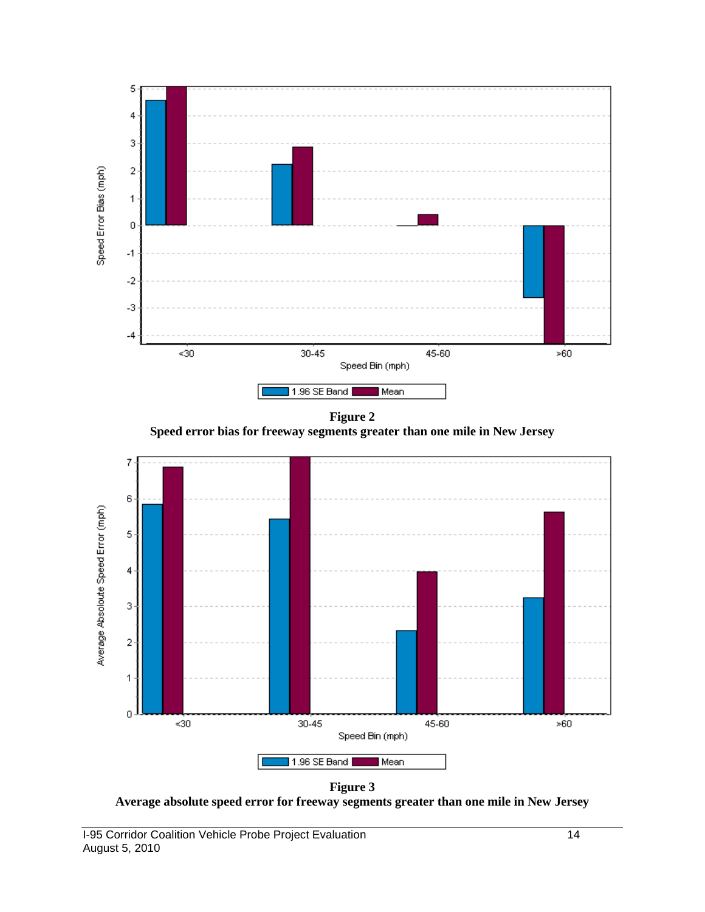**Figure 2**
**Speed error bias for freeway segments greater than one mile in New Jersey**

**Figure 3**
**Average absolute speed error for freeway segments greater than one mile in New Jersey**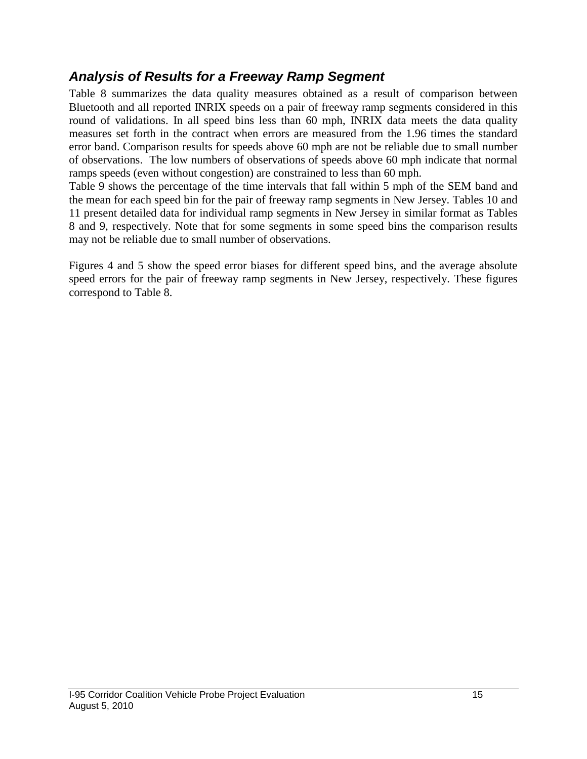## *Analysis of Results for a Freeway Ramp Segment*

Table 8 summarizes the data quality measures obtained as a result of comparison between Bluetooth and all reported INRIX speeds on a pair of freeway ramp segments considered in this round of validations. In all speed bins less than 60 mph, INRIX data meets the data quality measures set forth in the contract when errors are measured from the 1.96 times the standard error band. Comparison results for speeds above 60 mph are not be reliable due to small number of observations. The low numbers of observations of speeds above 60 mph indicate that normal ramps speeds (even without congestion) are constrained to less than 60 mph.

Table 9 shows the percentage of the time intervals that fall within 5 mph of the SEM band and the mean for each speed bin for the pair of freeway ramp segments in New Jersey. Tables 10 and 11 present detailed data for individual ramp segments in New Jersey in similar format as Tables 8 and 9, respectively. Note that for some segments in some speed bins the comparison results may not be reliable due to small number of observations.

Figures 4 and 5 show the speed error biases for different speed bins, and the average absolute speed errors for the pair of freeway ramp segments in New Jersey, respectively. These figures correspond to Table 8.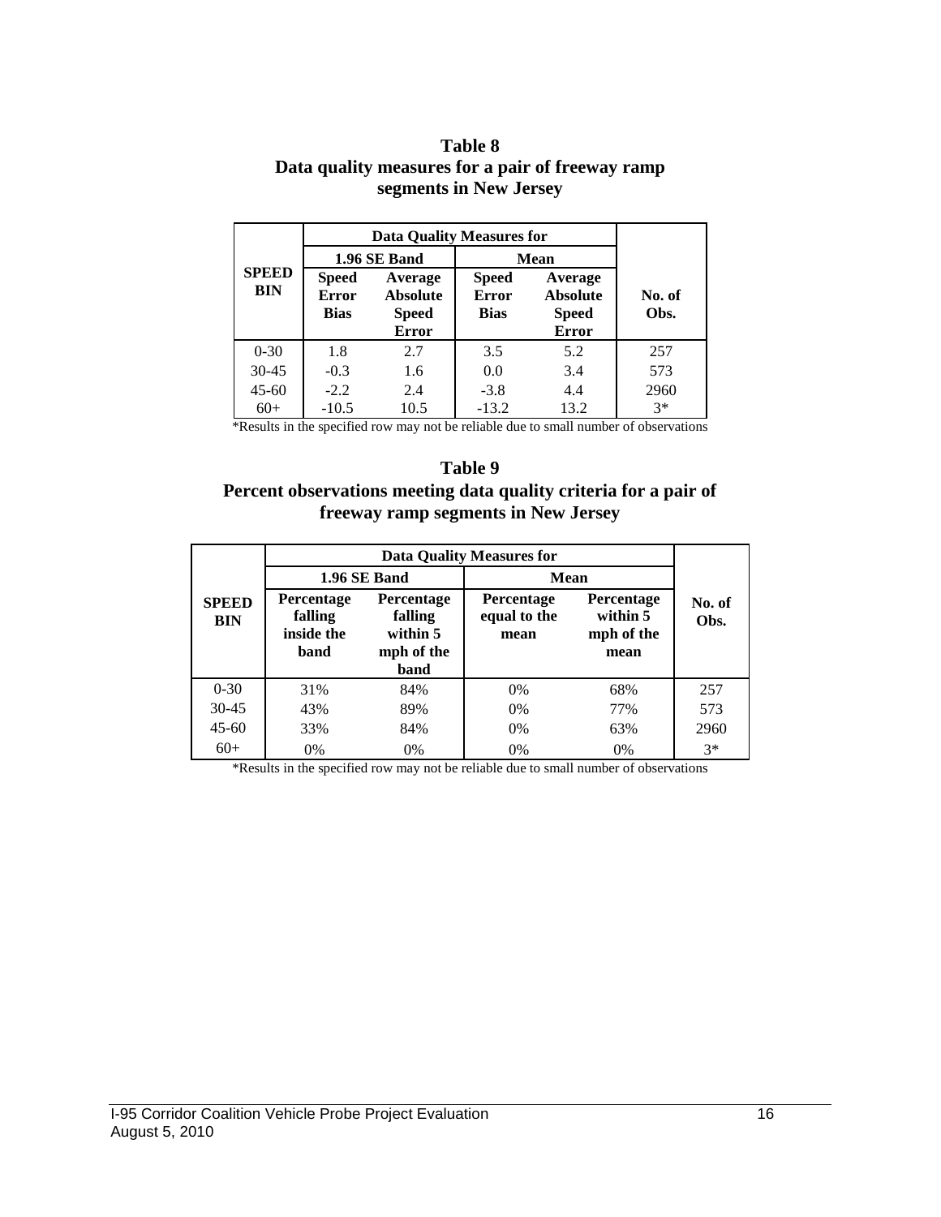**Table 8**
**Data quality measures for a pair of freeway ramp segments in New Jersey**

| SPEED BIN | Data Quality Measures for | | | | No. of Obs. |
|---|---|---|---|---|---|
| | 1.96 SE Band | | Mean | | |
| | Speed Error Bias | Average Absolute Speed Error | Speed Error Bias | Average Absolute Speed Error | |
| 0-30 | 1.8 | 2.7 | 3.5 | 5.2 | 257 |
| 30-45 | -0.3 | 1.6 | 0.0 | 3.4 | 573 |
| 45-60 | -2.2 | 2.4 | -3.8 | 4.4 | 2960 |
| 60+ | -10.5 | 10.5 | -13.2 | 13.2 | 3* |

*Results in the specified row may not be reliable due to small number of observations

**Table 9**
**Percent observations meeting data quality criteria for a pair of freeway ramp segments in New Jersey**

| SPEED BIN | Data Quality Measures for | | | | No. of Obs. |
|---|---|---|---|---|---|
| | 1.96 SE Band | | Mean | | |
| | Percentage falling inside the band | Percentage falling within 5 mph of the band | Percentage equal to the mean | Percentage within 5 mph of the mean | |
| 0-30 | 31% | 84% | 0% | 68% | 257 |
| 30-45 | 43% | 89% | 0% | 77% | 573 |
| 45-60 | 33% | 84% | 0% | 63% | 2960 |
| 60+ | 0% | 0% | 0% | 0% | 3* |

*Results in the specified row may not be reliable due to small number of observations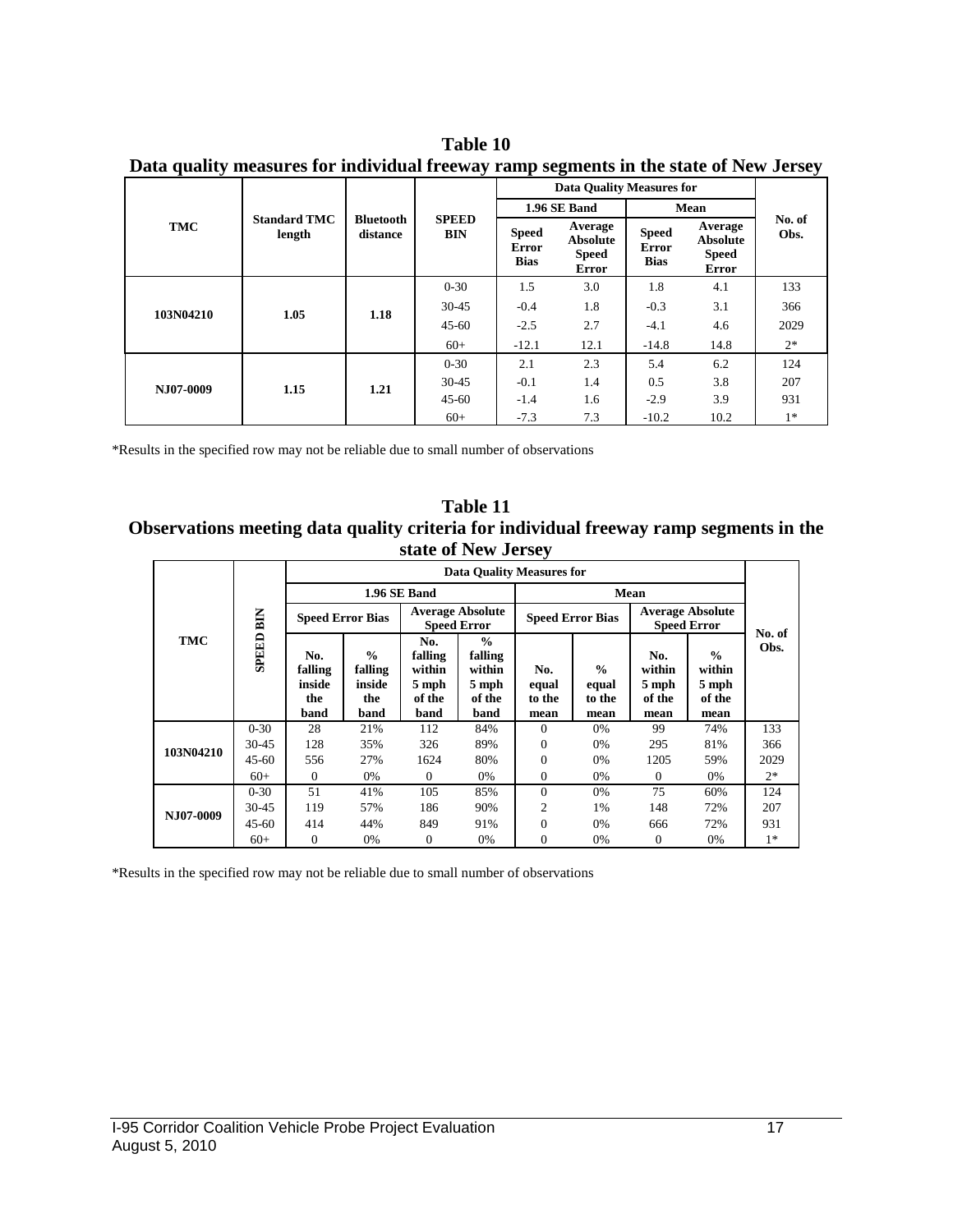**Table 10**
**Data quality measures for individual freeway ramp segments in the state of New Jersey**

| TMC | Standard TMC length | Bluetooth distance | SPEED BIN | Data Quality Measures for | | | | No. of Obs. |
|---|---|---|---|---|---|---|---|---|
| | | | | 1.96 SE Band | | Mean | | |
| | | | | Speed Error Bias | Average Absolute Speed Error | Speed Error Bias | Average Absolute Speed Error | |
| 103N04210 | 1.05 | 1.18 | 0-30 | 1.5 | 3.0 | 1.8 | 4.1 | 133 |
| | | | 30-45 | -0.4 | 1.8 | -0.3 | 3.1 | 366 |
| | | | 45-60 | -2.5 | 2.7 | -4.1 | 4.6 | 2029 |
| | | | 60+ | -12.1 | 12.1 | -14.8 | 14.8 | 2* |
| NJ07-0009 | 1.15 | 1.21 | 0-30 | 2.1 | 2.3 | 5.4 | 6.2 | 124 |
| | | | 30-45 | -0.1 | 1.4 | 0.5 | 3.8 | 207 |
| | | | 45-60 | -1.4 | 1.6 | -2.9 | 3.9 | 931 |
| | | | 60+ | -7.3 | 7.3 | -10.2 | 10.2 | 1* |

*Results in the specified row may not be reliable due to small number of observations

**Table 11**
**Observations meeting data quality criteria for individual freeway ramp segments in the state of New Jersey**

| TMC | SPEED BIN | Data Quality Measures for | | | | | | | | No. of Obs. |
|---|---|---|---|---|---|---|---|---|---|---|
| | | 1.96 SE Band | | | | Mean | | | | |
| | | Speed Error Bias | | Average Absolute Speed Error | | Speed Error Bias | | Average Absolute Speed Error | | |
| | | No. falling inside the band | % falling inside the band | No. falling within 5 mph of the band | % falling within 5 mph of the band | No. equal to the mean | % equal to the mean | No. within 5 mph of the mean | % within 5 mph of the mean | |
| 103N04210 | 0-30 | 28 | 21% | 112 | 84% | 0 | 0% | 99 | 74% | 133 |
| | 30-45 | 128 | 35% | 326 | 89% | 0 | 0% | 295 | 81% | 366 |
| | 45-60 | 556 | 27% | 1624 | 80% | 0 | 0% | 1205 | 59% | 2029 |
| | 60+ | 0 | 0% | 0 | 0% | 0 | 0% | 0 | 0% | 2* |
| NJ07-0009 | 0-30 | 51 | 41% | 105 | 85% | 0 | 0% | 75 | 60% | 124 |
| | 30-45 | 119 | 57% | 186 | 90% | 2 | 1% | 148 | 72% | 207 |
| | 45-60 | 414 | 44% | 849 | 91% | 0 | 0% | 666 | 72% | 931 |
| | 60+ | 0 | 0% | 0 | 0% | 0 | 0% | 0 | 0% | 1* |

*Results in the specified row may not be reliable due to small number of observations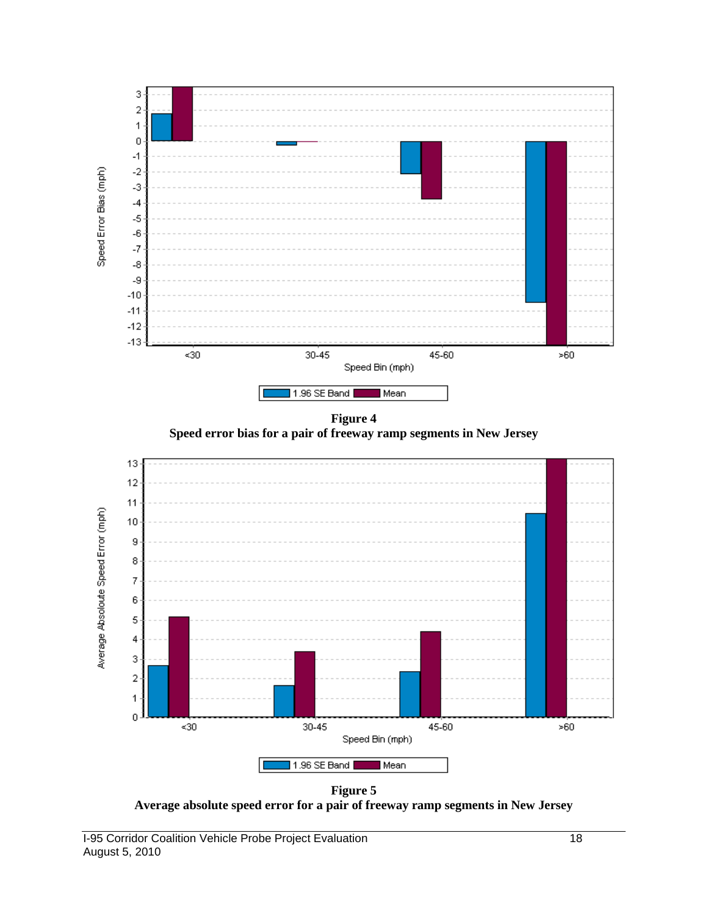3
2
1
0
-1
-2
-3
-4
-5
-6
-7
-8
-9
-10
-11
-12
-13

Speed Error Bias (mph)

<30
30-45
45-60
>60

Speed Bin (mph)

1.96 SE Band
Mean

**Figure 4**
**Speed error bias for a pair of freeway ramp segments in New Jersey**

13
12
11
10
9
8
7
6
5
4
3
2
1
0

Average Absoloute Speed Error (mph)

<30
30-45
45-60
>60

Speed Bin (mph)

1.96 SE Band
Mean

**Figure 5**
**Average absolute speed error for a pair of freeway ramp segments in New Jersey**